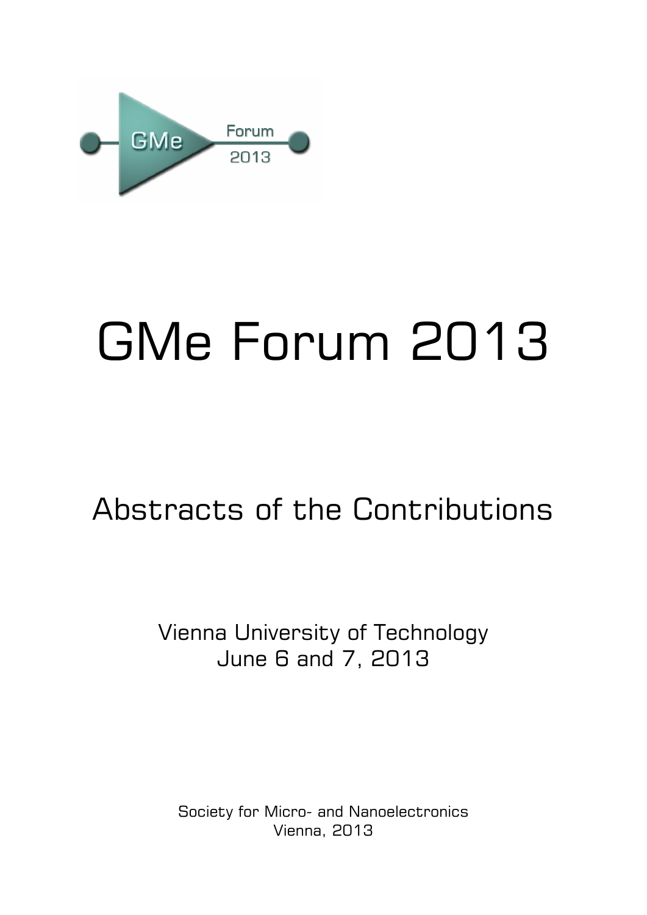# GMe Forum 2013

## Abstracts of the Contributions

Vienna University of Technology
June 6 and 7, 2013

Society for Micro- and Nanoelectronics
Vienna, 2013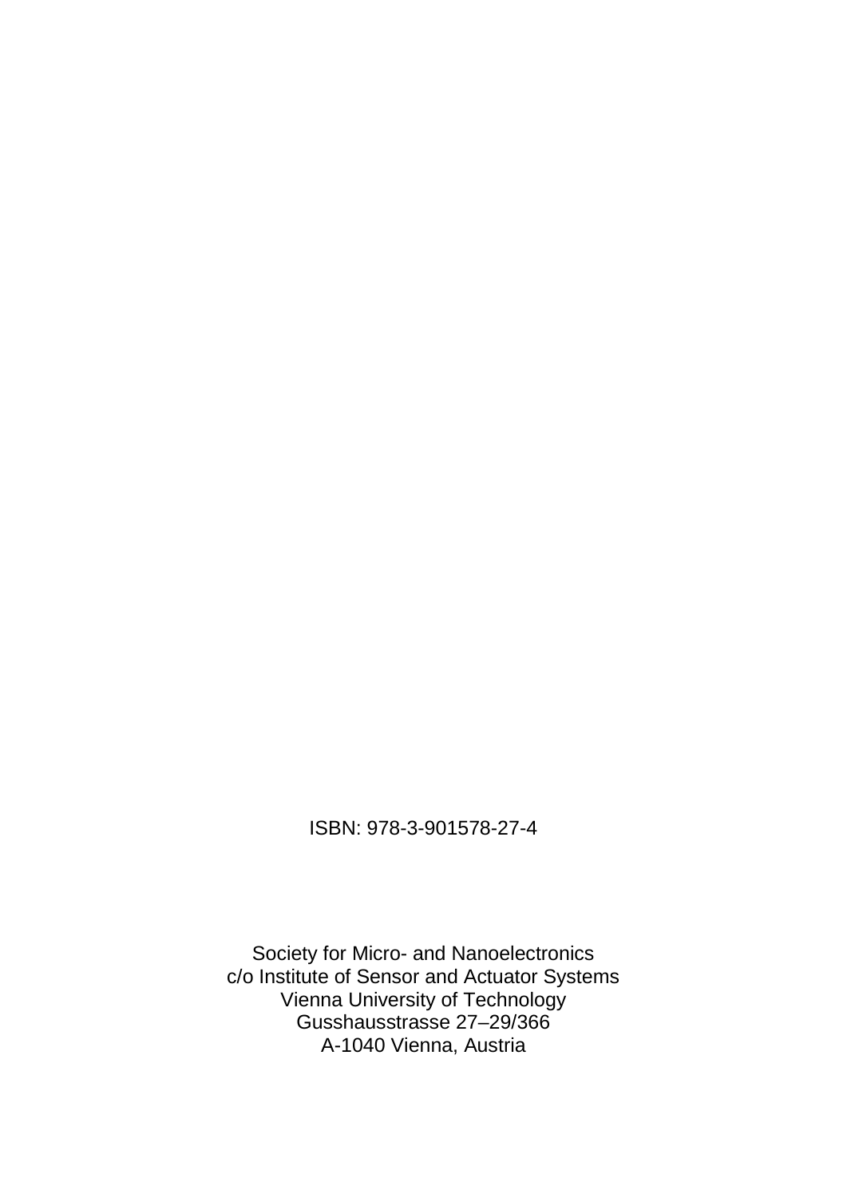ISBN: 978-3-901578-27-4

Society for Micro- and Nanoelectronics
c/o Institute of Sensor and Actuator Systems
Vienna University of Technology
Gusshausstrasse 27–29/366
A-1040 Vienna, Austria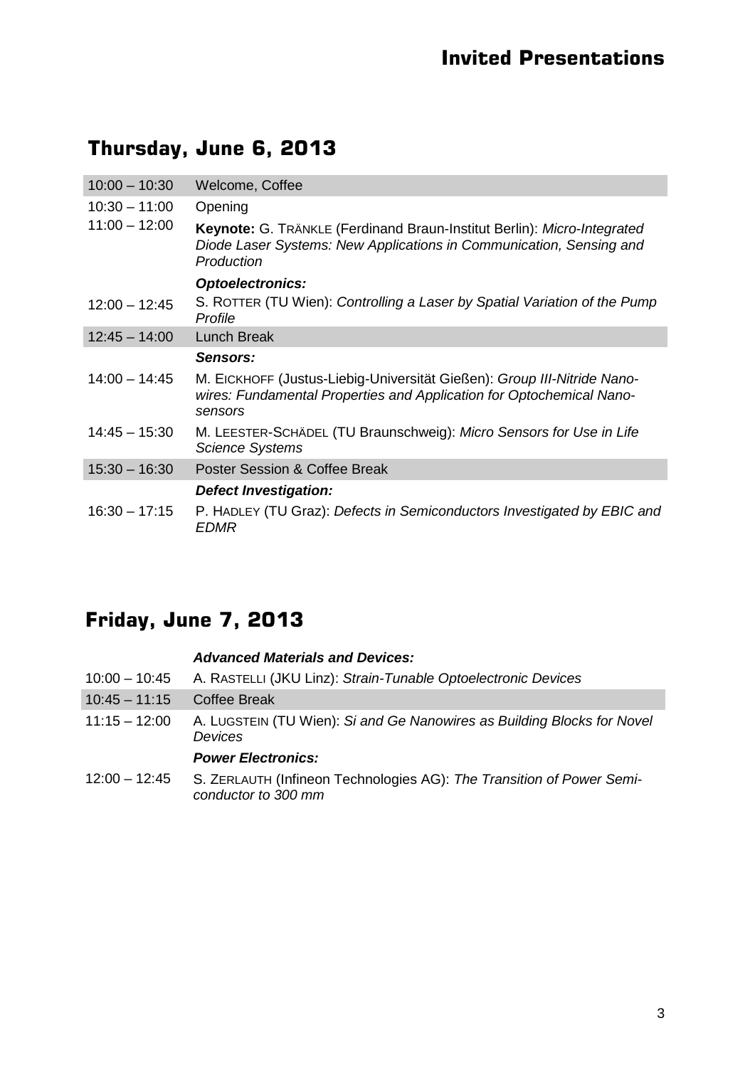# Invited Presentations

## Thursday, June 6, 2013

| | |
|---|---|
| 10:00 – 10:30 | Welcome, Coffee |
| 10:30 – 11:00 | Opening |
| 11:00 – 12:00 | **Keynote:** G. TRÄNKLE (Ferdinand Braun-Institut Berlin): *Micro-Integrated Diode Laser Systems: New Applications in Communication, Sensing and Production* |
| | ***Optoelectronics:*** |
| 12:00 – 12:45 | S. ROTTER (TU Wien): *Controlling a Laser by Spatial Variation of the Pump Profile* |
| 12:45 – 14:00 | Lunch Break |
| | ***Sensors:*** |
| 14:00 – 14:45 | M. EICKHOFF (Justus-Liebig-Universität Gießen): *Group III-Nitride Nanowires: Fundamental Properties and Application for Optochemical Nanosensors* |
| 14:45 – 15:30 | M. LEESTER-SCHÄDEL (TU Braunschweig): *Micro Sensors for Use in Life Science Systems* |
| 15:30 – 16:30 | Poster Session & Coffee Break |
| | ***Defect Investigation:*** |
| 16:30 – 17:15 | P. HADLEY (TU Graz): *Defects in Semiconductors Investigated by EBIC and EDMR* |

## Friday, June 7, 2013

| | |
|---|---|
| | ***Advanced Materials and Devices:*** |
| 10:00 – 10:45 | A. RASTELLI (JKU Linz): *Strain-Tunable Optoelectronic Devices* |
| 10:45 – 11:15 | Coffee Break |
| 11:15 – 12:00 | A. LUGSTEIN (TU Wien): *Si and Ge Nanowires as Building Blocks for Novel Devices* |
| | ***Power Electronics:*** |
| 12:00 – 12:45 | S. ZERLAUTH (Infineon Technologies AG): *The Transition of Power Semiconductor to 300 mm* |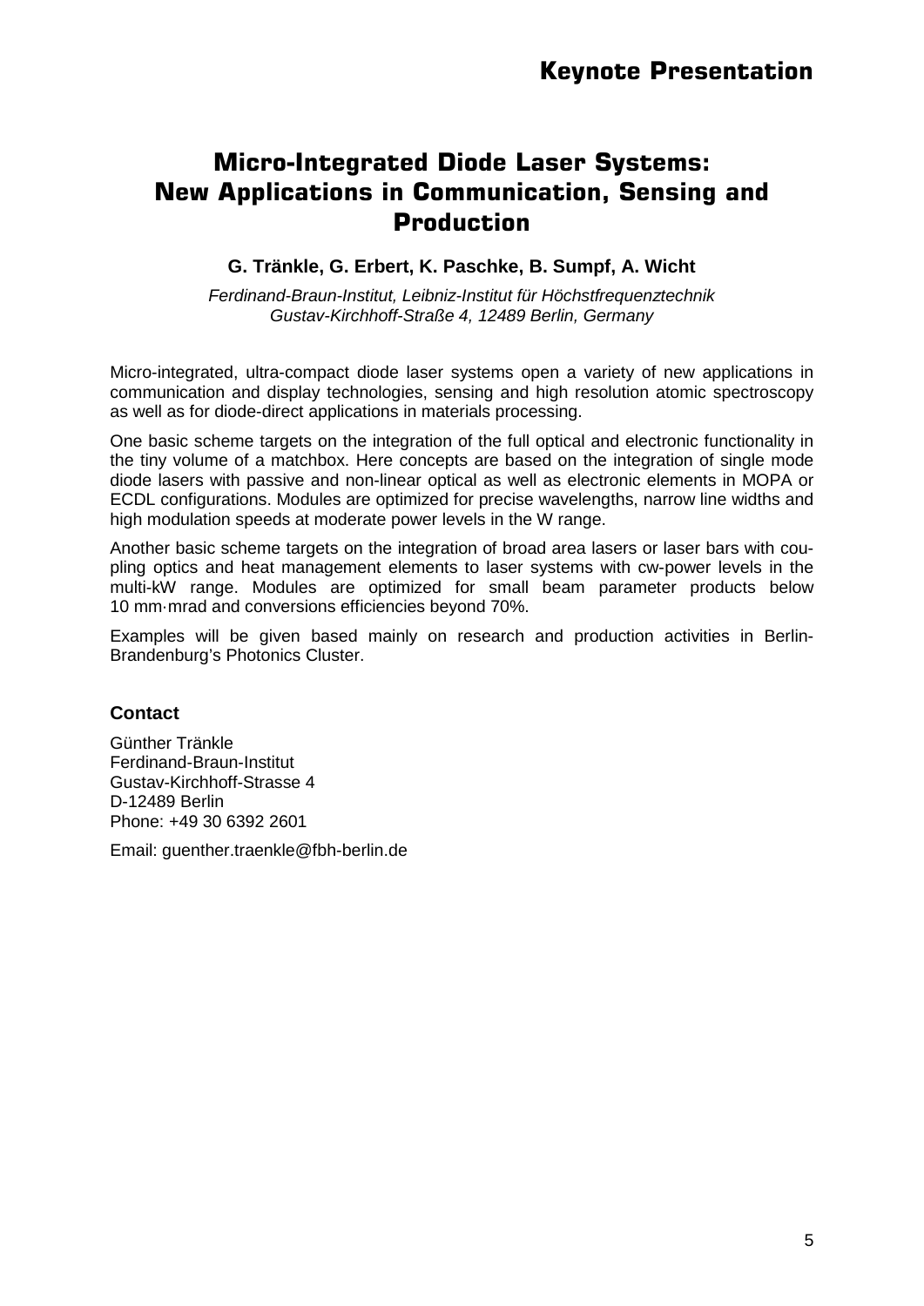## Keynote Presentation

# Micro-Integrated Diode Laser Systems: New Applications in Communication, Sensing and Production

**G. Tränkle, G. Erbert, K. Paschke, B. Sumpf, A. Wicht**

*Ferdinand-Braun-Institut, Leibniz-Institut für Höchstfrequenztechnik*
*Gustav-Kirchhoff-Straße 4, 12489 Berlin, Germany*

Micro-integrated, ultra-compact diode laser systems open a variety of new applications in communication and display technologies, sensing and high resolution atomic spectroscopy as well as for diode-direct applications in materials processing.

One basic scheme targets on the integration of the full optical and electronic functionality in the tiny volume of a matchbox. Here concepts are based on the integration of single mode diode lasers with passive and non-linear optical as well as electronic elements in MOPA or ECDL configurations. Modules are optimized for precise wavelengths, narrow line widths and high modulation speeds at moderate power levels in the W range.

Another basic scheme targets on the integration of broad area lasers or laser bars with coupling optics and heat management elements to laser systems with cw-power levels in the multi-kW range. Modules are optimized for small beam parameter products below 10 mm·mrad and conversions efficiencies beyond 70%.

Examples will be given based mainly on research and production activities in Berlin-Brandenburg's Photonics Cluster.

### Contact

Günther Tränkle
Ferdinand-Braun-Institut
Gustav-Kirchhoff-Strasse 4
D-12489 Berlin
Phone: +49 30 6392 2601

Email: guenther.traenkle@fbh-berlin.de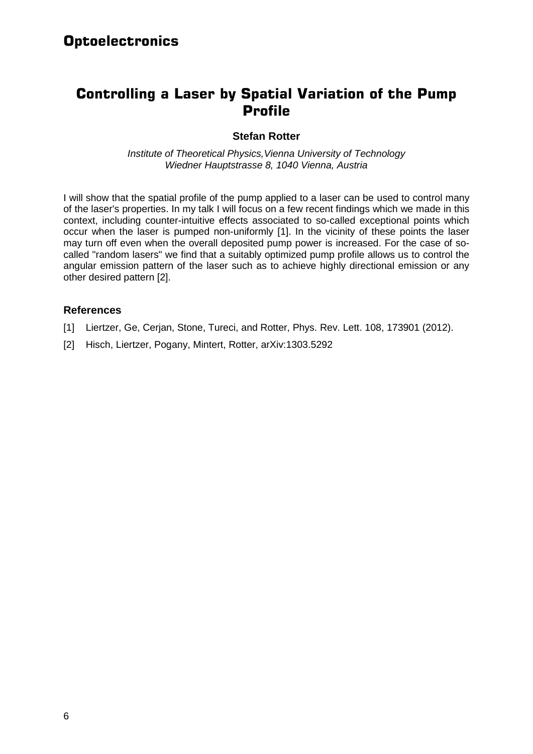# Optoelectronics

## Controlling a Laser by Spatial Variation of the Pump Profile

**Stefan Rotter**

*Institute of Theoretical Physics,Vienna University of Technology*
*Wiedner Hauptstrasse 8, 1040 Vienna, Austria*

I will show that the spatial profile of the pump applied to a laser can be used to control many of the laser's properties. In my talk I will focus on a few recent findings which we made in this context, including counter-intuitive effects associated to so-called exceptional points which occur when the laser is pumped non-uniformly [1]. In the vicinity of these points the laser may turn off even when the overall deposited pump power is increased. For the case of so-called "random lasers" we find that a suitably optimized pump profile allows us to control the angular emission pattern of the laser such as to achieve highly directional emission or any other desired pattern [2].

### References

[1] Liertzer, Ge, Cerjan, Stone, Tureci, and Rotter, Phys. Rev. Lett. 108, 173901 (2012).

[2] Hisch, Liertzer, Pogany, Mintert, Rotter, arXiv:1303.5292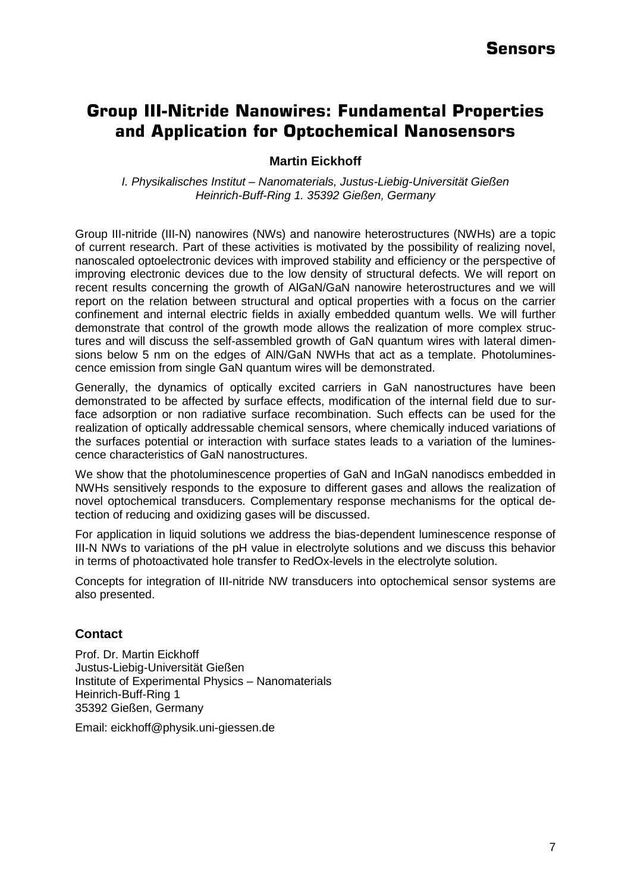# Group III-Nitride Nanowires: Fundamental Properties and Application for Optochemical Nanosensors

**Martin Eickhoff**

*I. Physikalisches Institut – Nanomaterials, Justus-Liebig-Universität Gießen*
*Heinrich-Buff-Ring 1. 35392 Gießen, Germany*

Group III-nitride (III-N) nanowires (NWs) and nanowire heterostructures (NWHs) are a topic of current research. Part of these activities is motivated by the possibility of realizing novel, nanoscaled optoelectronic devices with improved stability and efficiency or the perspective of improving electronic devices due to the low density of structural defects. We will report on recent results concerning the growth of AlGaN/GaN nanowire heterostructures and we will report on the relation between structural and optical properties with a focus on the carrier confinement and internal electric fields in axially embedded quantum wells. We will further demonstrate that control of the growth mode allows the realization of more complex structures and will discuss the self-assembled growth of GaN quantum wires with lateral dimensions below 5 nm on the edges of AlN/GaN NWHs that act as a template. Photoluminescence emission from single GaN quantum wires will be demonstrated.

Generally, the dynamics of optically excited carriers in GaN nanostructures have been demonstrated to be affected by surface effects, modification of the internal field due to surface adsorption or non radiative surface recombination. Such effects can be used for the realization of optically addressable chemical sensors, where chemically induced variations of the surfaces potential or interaction with surface states leads to a variation of the luminescence characteristics of GaN nanostructures.

We show that the photoluminescence properties of GaN and InGaN nanodiscs embedded in NWHs sensitively responds to the exposure to different gases and allows the realization of novel optochemical transducers. Complementary response mechanisms for the optical detection of reducing and oxidizing gases will be discussed.

For application in liquid solutions we address the bias-dependent luminescence response of III-N NWs to variations of the pH value in electrolyte solutions and we discuss this behavior in terms of photoactivated hole transfer to RedOx-levels in the electrolyte solution.

Concepts for integration of III-nitride NW transducers into optochemical sensor systems are also presented.

### Contact

Prof. Dr. Martin Eickhoff
Justus-Liebig-Universität Gießen
Institute of Experimental Physics – Nanomaterials
Heinrich-Buff-Ring 1
35392 Gießen, Germany

Email: eickhoff@physik.uni-giessen.de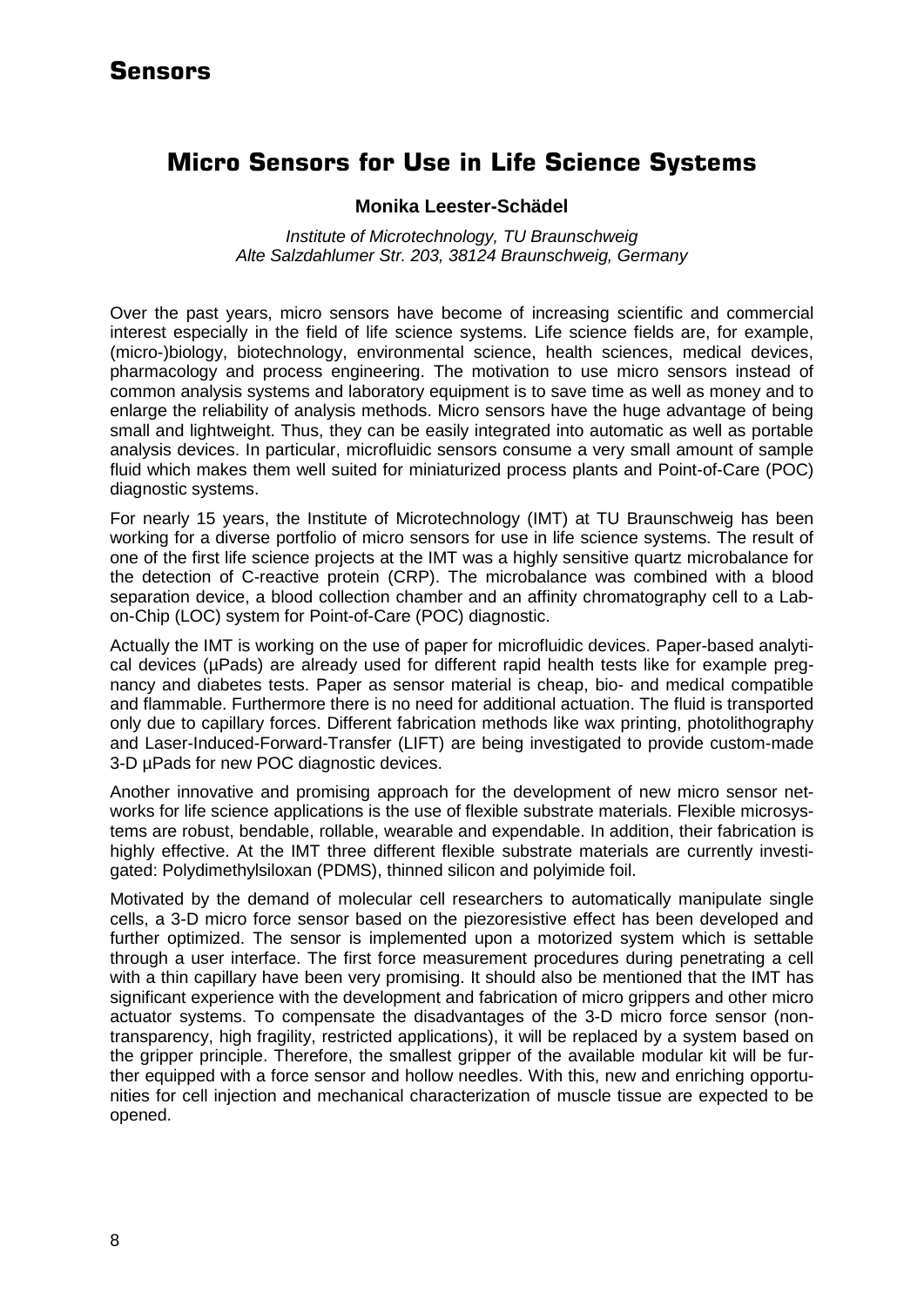# Sensors

## Micro Sensors for Use in Life Science Systems

**Monika Leester-Schädel**

*Institute of Microtechnology, TU Braunschweig*
*Alte Salzdahlumer Str. 203, 38124 Braunschweig, Germany*

Over the past years, micro sensors have become of increasing scientific and commercial interest especially in the field of life science systems. Life science fields are, for example, (micro-)biology, biotechnology, environmental science, health sciences, medical devices, pharmacology and process engineering. The motivation to use micro sensors instead of common analysis systems and laboratory equipment is to save time as well as money and to enlarge the reliability of analysis methods. Micro sensors have the huge advantage of being small and lightweight. Thus, they can be easily integrated into automatic as well as portable analysis devices. In particular, microfluidic sensors consume a very small amount of sample fluid which makes them well suited for miniaturized process plants and Point-of-Care (POC) diagnostic systems.

For nearly 15 years, the Institute of Microtechnology (IMT) at TU Braunschweig has been working for a diverse portfolio of micro sensors for use in life science systems. The result of one of the first life science projects at the IMT was a highly sensitive quartz microbalance for the detection of C-reactive protein (CRP). The microbalance was combined with a blood separation device, a blood collection chamber and an affinity chromatography cell to a Lab-on-Chip (LOC) system for Point-of-Care (POC) diagnostic.

Actually the IMT is working on the use of paper for microfluidic devices. Paper-based analytical devices (µPads) are already used for different rapid health tests like for example pregnancy and diabetes tests. Paper as sensor material is cheap, bio- and medical compatible and flammable. Furthermore there is no need for additional actuation. The fluid is transported only due to capillary forces. Different fabrication methods like wax printing, photolithography and Laser-Induced-Forward-Transfer (LIFT) are being investigated to provide custom-made 3-D µPads for new POC diagnostic devices.

Another innovative and promising approach for the development of new micro sensor networks for life science applications is the use of flexible substrate materials. Flexible microsystems are robust, bendable, rollable, wearable and expendable. In addition, their fabrication is highly effective. At the IMT three different flexible substrate materials are currently investigated: Polydimethylsiloxan (PDMS), thinned silicon and polyimide foil.

Motivated by the demand of molecular cell researchers to automatically manipulate single cells, a 3-D micro force sensor based on the piezoresistive effect has been developed and further optimized. The sensor is implemented upon a motorized system which is settable through a user interface. The first force measurement procedures during penetrating a cell with a thin capillary have been very promising. It should also be mentioned that the IMT has significant experience with the development and fabrication of micro grippers and other micro actuator systems. To compensate the disadvantages of the 3-D micro force sensor (non-transparency, high fragility, restricted applications), it will be replaced by a system based on the gripper principle. Therefore, the smallest gripper of the available modular kit will be further equipped with a force sensor and hollow needles. With this, new and enriching opportunities for cell injection and mechanical characterization of muscle tissue are expected to be opened.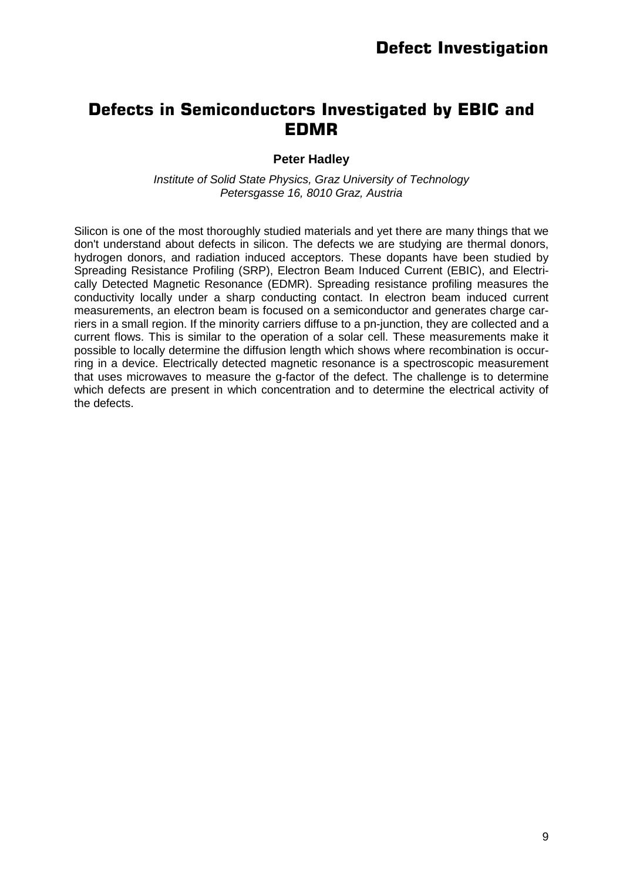# Defects in Semiconductors Investigated by EBIC and EDMR

**Peter Hadley**

*Institute of Solid State Physics, Graz University of Technology*
*Petersgasse 16, 8010 Graz, Austria*

Silicon is one of the most thoroughly studied materials and yet there are many things that we don't understand about defects in silicon. The defects we are studying are thermal donors, hydrogen donors, and radiation induced acceptors. These dopants have been studied by Spreading Resistance Profiling (SRP), Electron Beam Induced Current (EBIC), and Electrically Detected Magnetic Resonance (EDMR). Spreading resistance profiling measures the conductivity locally under a sharp conducting contact. In electron beam induced current measurements, an electron beam is focused on a semiconductor and generates charge carriers in a small region. If the minority carriers diffuse to a pn-junction, they are collected and a current flows. This is similar to the operation of a solar cell. These measurements make it possible to locally determine the diffusion length which shows where recombination is occurring in a device. Electrically detected magnetic resonance is a spectroscopic measurement that uses microwaves to measure the g-factor of the defect. The challenge is to determine which defects are present in which concentration and to determine the electrical activity of the defects.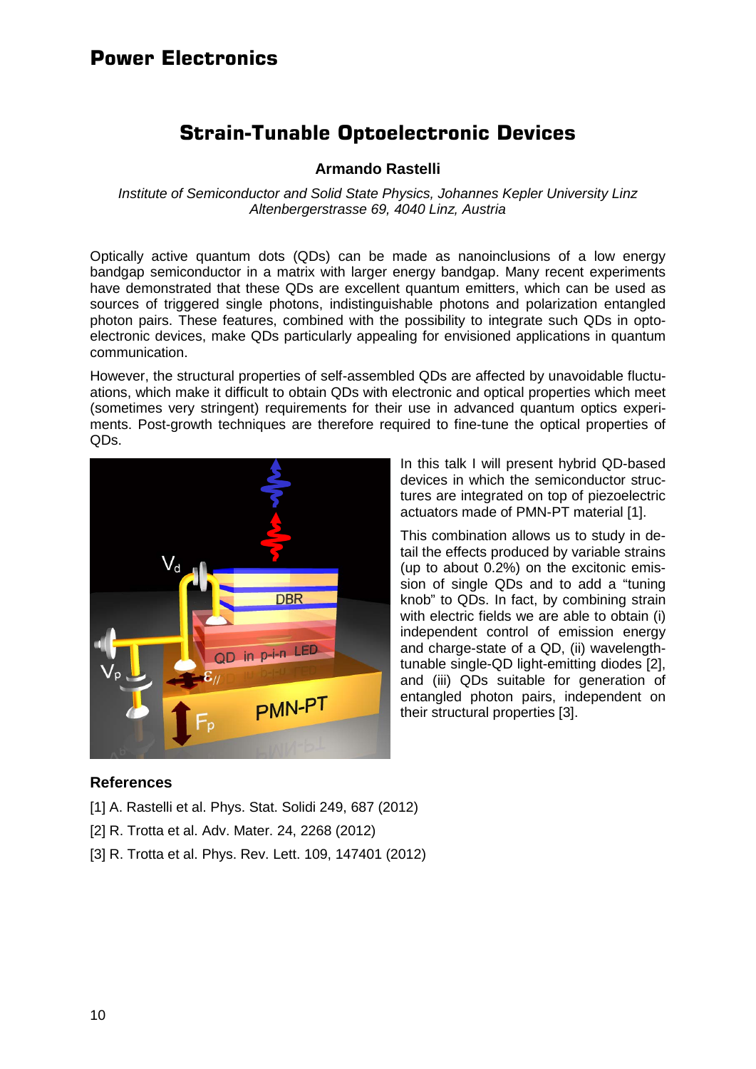# Strain-Tunable Optoelectronic Devices

**Armando Rastelli**

*Institute of Semiconductor and Solid State Physics, Johannes Kepler University Linz*
*Altenbergerstrasse 69, 4040 Linz, Austria*

Optically active quantum dots (QDs) can be made as nanoinclusions of a low energy bandgap semiconductor in a matrix with larger energy bandgap. Many recent experiments have demonstrated that these QDs are excellent quantum emitters, which can be used as sources of triggered single photons, indistinguishable photons and polarization entangled photon pairs. These features, combined with the possibility to integrate such QDs in optoelectronic devices, make QDs particularly appealing for envisioned applications in quantum communication.

However, the structural properties of self-assembled QDs are affected by unavoidable fluctuations, which make it difficult to obtain QDs with electronic and optical properties which meet (sometimes very stringent) requirements for their use in advanced quantum optics experiments. Post-growth techniques are therefore required to fine-tune the optical properties of QDs.

In this talk I will present hybrid QD-based devices in which the semiconductor structures are integrated on top of piezoelectric actuators made of PMN-PT material [1].

This combination allows us to study in detail the effects produced by variable strains (up to about 0.2%) on the excitonic emission of single QDs and to add a "tuning knob" to QDs. In fact, by combining strain with electric fields we are able to obtain (i) independent control of emission energy and charge-state of a QD, (ii) wavelength-tunable single-QD light-emitting diodes [2], and (iii) QDs suitable for generation of entangled photon pairs, independent on their structural properties [3].

## References

[1] A. Rastelli et al. Phys. Stat. Solidi 249, 687 (2012)

[2] R. Trotta et al. Adv. Mater. 24, 2268 (2012)

[3] R. Trotta et al. Phys. Rev. Lett. 109, 147401 (2012)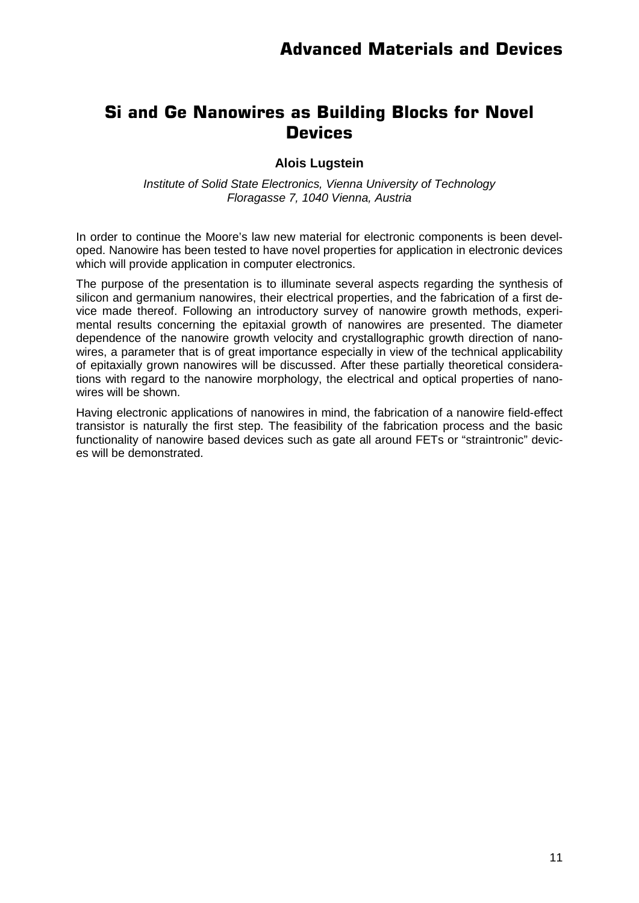# Si and Ge Nanowires as Building Blocks for Novel Devices

**Alois Lugstein**

*Institute of Solid State Electronics, Vienna University of Technology*
*Floragasse 7, 1040 Vienna, Austria*

In order to continue the Moore's law new material for electronic components is been developed. Nanowire has been tested to have novel properties for application in electronic devices which will provide application in computer electronics.

The purpose of the presentation is to illuminate several aspects regarding the synthesis of silicon and germanium nanowires, their electrical properties, and the fabrication of a first device made thereof. Following an introductory survey of nanowire growth methods, experimental results concerning the epitaxial growth of nanowires are presented. The diameter dependence of the nanowire growth velocity and crystallographic growth direction of nanowires, a parameter that is of great importance especially in view of the technical applicability of epitaxially grown nanowires will be discussed. After these partially theoretical considerations with regard to the nanowire morphology, the electrical and optical properties of nanowires will be shown.

Having electronic applications of nanowires in mind, the fabrication of a nanowire field-effect transistor is naturally the first step. The feasibility of the fabrication process and the basic functionality of nanowire based devices such as gate all around FETs or "straintronic" devices will be demonstrated.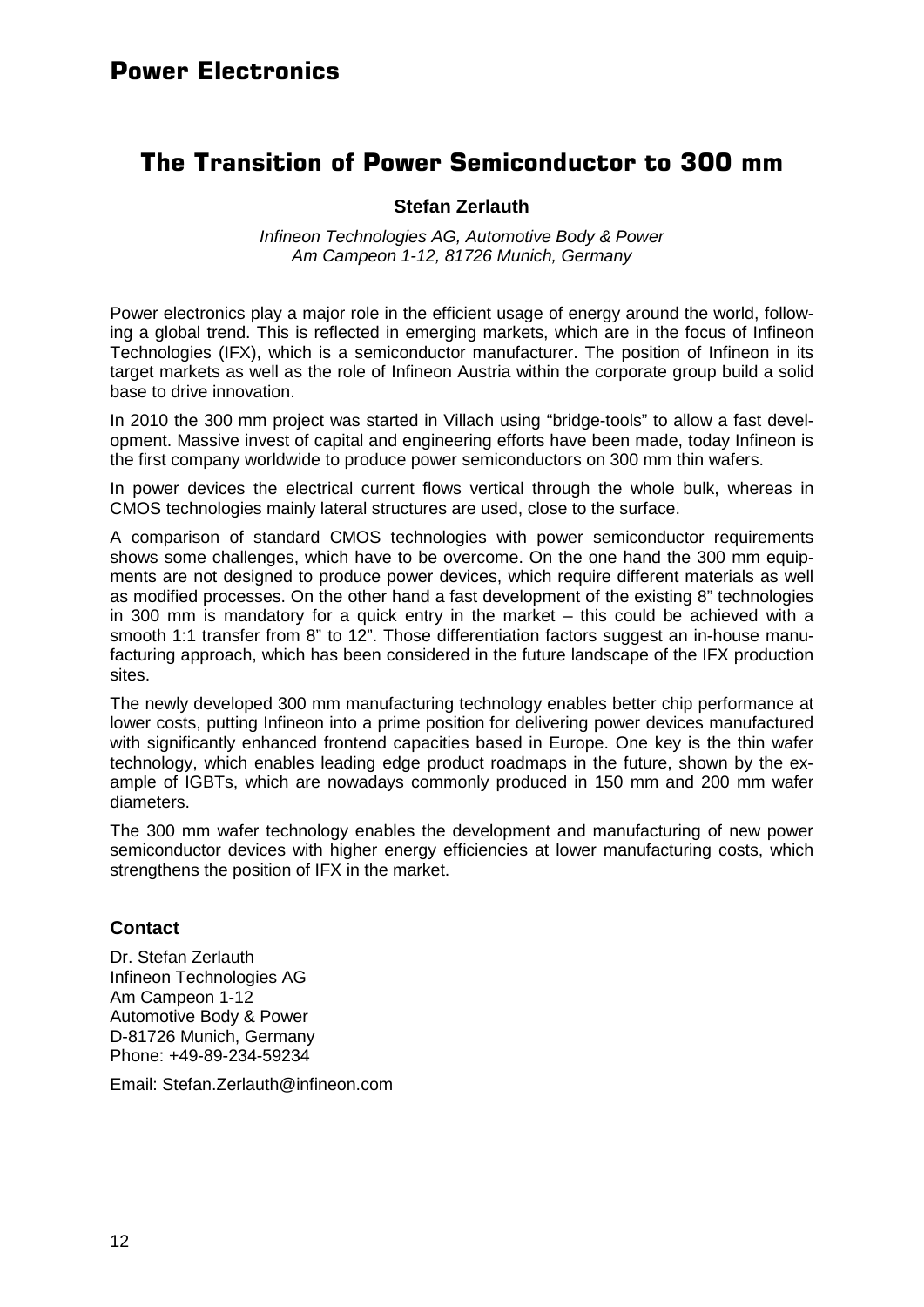## Power Electronics

# The Transition of Power Semiconductor to 300 mm

**Stefan Zerlauth**

*Infineon Technologies AG, Automotive Body & Power*
*Am Campeon 1-12, 81726 Munich, Germany*

Power electronics play a major role in the efficient usage of energy around the world, following a global trend. This is reflected in emerging markets, which are in the focus of Infineon Technologies (IFX), which is a semiconductor manufacturer. The position of Infineon in its target markets as well as the role of Infineon Austria within the corporate group build a solid base to drive innovation.

In 2010 the 300 mm project was started in Villach using "bridge-tools" to allow a fast development. Massive invest of capital and engineering efforts have been made, today Infineon is the first company worldwide to produce power semiconductors on 300 mm thin wafers.

In power devices the electrical current flows vertical through the whole bulk, whereas in CMOS technologies mainly lateral structures are used, close to the surface.

A comparison of standard CMOS technologies with power semiconductor requirements shows some challenges, which have to be overcome. On the one hand the 300 mm equipments are not designed to produce power devices, which require different materials as well as modified processes. On the other hand a fast development of the existing 8" technologies in 300 mm is mandatory for a quick entry in the market – this could be achieved with a smooth 1:1 transfer from 8" to 12". Those differentiation factors suggest an in-house manufacturing approach, which has been considered in the future landscape of the IFX production sites.

The newly developed 300 mm manufacturing technology enables better chip performance at lower costs, putting Infineon into a prime position for delivering power devices manufactured with significantly enhanced frontend capacities based in Europe. One key is the thin wafer technology, which enables leading edge product roadmaps in the future, shown by the example of IGBTs, which are nowadays commonly produced in 150 mm and 200 mm wafer diameters.

The 300 mm wafer technology enables the development and manufacturing of new power semiconductor devices with higher energy efficiencies at lower manufacturing costs, which strengthens the position of IFX in the market.

### Contact

Dr. Stefan Zerlauth
Infineon Technologies AG
Am Campeon 1-12
Automotive Body & Power
D-81726 Munich, Germany
Phone: +49-89-234-59234

Email: Stefan.Zerlauth@infineon.com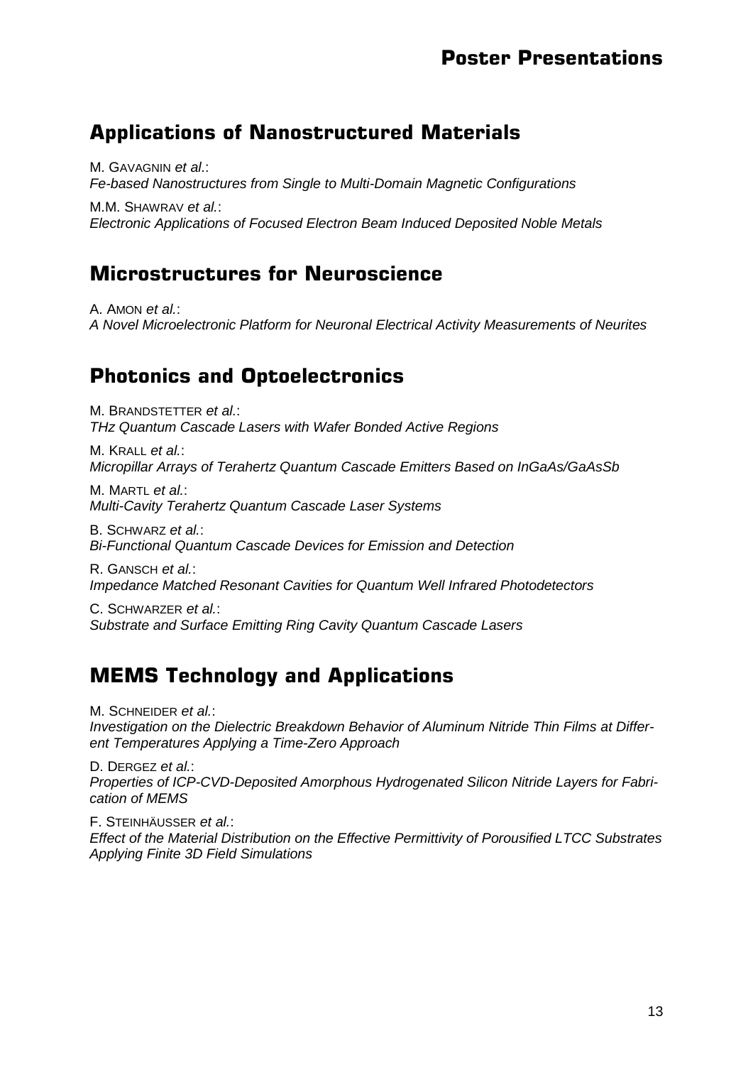# Poster Presentations

## Applications of Nanostructured Materials

M. GAVAGNIN *et al*.:
*Fe-based Nanostructures from Single to Multi-Domain Magnetic Configurations*

M.M. SHAWRAV *et al.*:
*Electronic Applications of Focused Electron Beam Induced Deposited Noble Metals*

## Microstructures for Neuroscience

A. AMON *et al.*:
*A Novel Microelectronic Platform for Neuronal Electrical Activity Measurements of Neurites*

## Photonics and Optoelectronics

M. BRANDSTETTER *et al.*:
*THz Quantum Cascade Lasers with Wafer Bonded Active Regions*

M. KRALL *et al.*:
*Micropillar Arrays of Terahertz Quantum Cascade Emitters Based on InGaAs/GaAsSb*

M. MARTL *et al.*:
*Multi-Cavity Terahertz Quantum Cascade Laser Systems*

B. SCHWARZ *et al.*:
*Bi-Functional Quantum Cascade Devices for Emission and Detection*

R. GANSCH *et al.*:
*Impedance Matched Resonant Cavities for Quantum Well Infrared Photodetectors*

C. SCHWARZER *et al.*:
*Substrate and Surface Emitting Ring Cavity Quantum Cascade Lasers*

## MEMS Technology and Applications

M. SCHNEIDER *et al.*:
*Investigation on the Dielectric Breakdown Behavior of Aluminum Nitride Thin Films at Different Temperatures Applying a Time-Zero Approach*

D. DERGEZ *et al.*:
*Properties of ICP-CVD-Deposited Amorphous Hydrogenated Silicon Nitride Layers for Fabrication of MEMS*

F. STEINHÄUSSER *et al.*:
*Effect of the Material Distribution on the Effective Permittivity of Porousified LTCC Substrates Applying Finite 3D Field Simulations*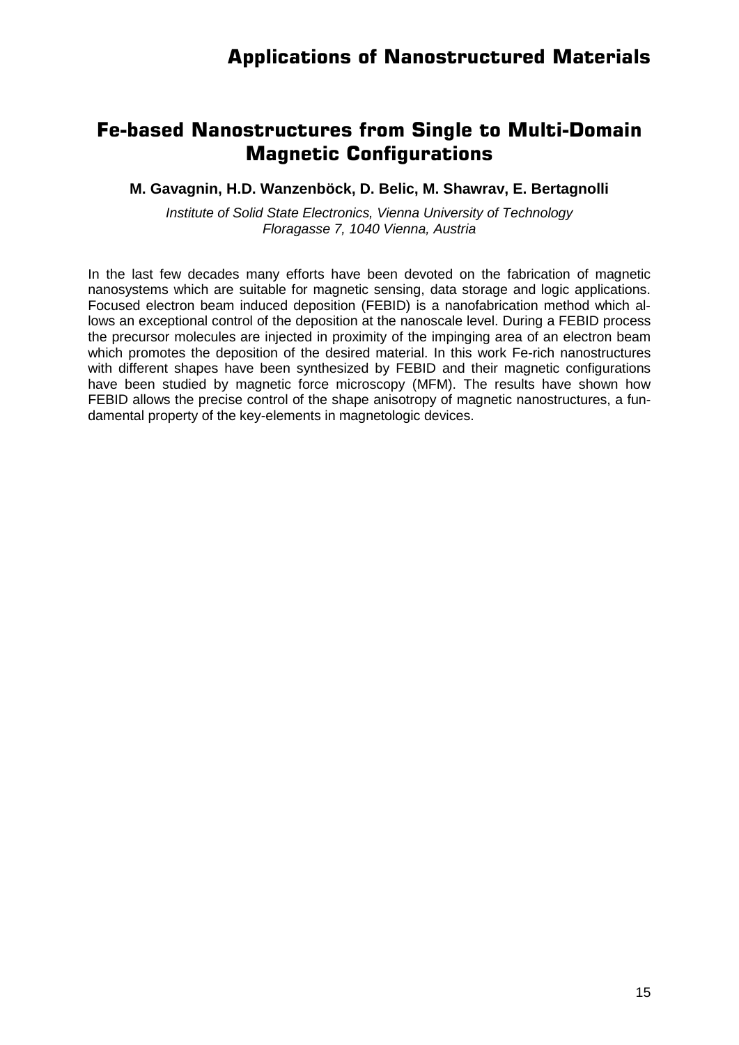# Fe-based Nanostructures from Single to Multi-Domain Magnetic Configurations

**M. Gavagnin, H.D. Wanzenböck, D. Belic, M. Shawrav, E. Bertagnolli**

*Institute of Solid State Electronics, Vienna University of Technology*
*Floragasse 7, 1040 Vienna, Austria*

In the last few decades many efforts have been devoted on the fabrication of magnetic nanosystems which are suitable for magnetic sensing, data storage and logic applications. Focused electron beam induced deposition (FEBID) is a nanofabrication method which allows an exceptional control of the deposition at the nanoscale level. During a FEBID process the precursor molecules are injected in proximity of the impinging area of an electron beam which promotes the deposition of the desired material. In this work Fe-rich nanostructures with different shapes have been synthesized by FEBID and their magnetic configurations have been studied by magnetic force microscopy (MFM). The results have shown how FEBID allows the precise control of the shape anisotropy of magnetic nanostructures, a fundamental property of the key-elements in magnetologic devices.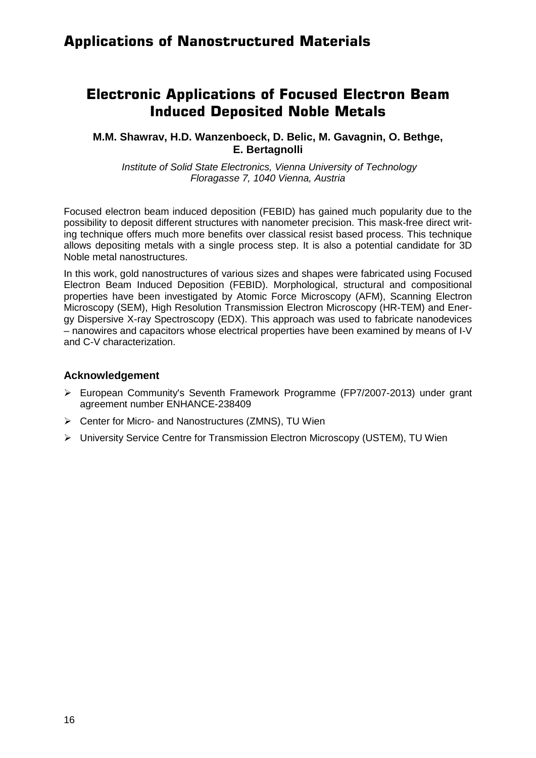# Applications of Nanostructured Materials

## Electronic Applications of Focused Electron Beam Induced Deposited Noble Metals

**M.M. Shawrav, H.D. Wanzenboeck, D. Belic, M. Gavagnin, O. Bethge, E. Bertagnolli**

*Institute of Solid State Electronics, Vienna University of Technology*
*Floragasse 7, 1040 Vienna, Austria*

Focused electron beam induced deposition (FEBID) has gained much popularity due to the possibility to deposit different structures with nanometer precision. This mask-free direct writing technique offers much more benefits over classical resist based process. This technique allows depositing metals with a single process step. It is also a potential candidate for 3D Noble metal nanostructures.

In this work, gold nanostructures of various sizes and shapes were fabricated using Focused Electron Beam Induced Deposition (FEBID). Morphological, structural and compositional properties have been investigated by Atomic Force Microscopy (AFM), Scanning Electron Microscopy (SEM), High Resolution Transmission Electron Microscopy (HR-TEM) and Energy Dispersive X-ray Spectroscopy (EDX). This approach was used to fabricate nanodevices – nanowires and capacitors whose electrical properties have been examined by means of I-V and C-V characterization.

### Acknowledgement

- European Community's Seventh Framework Programme (FP7/2007-2013) under grant agreement number ENHANCE-238409
- Center for Micro- and Nanostructures (ZMNS), TU Wien
- University Service Centre for Transmission Electron Microscopy (USTEM), TU Wien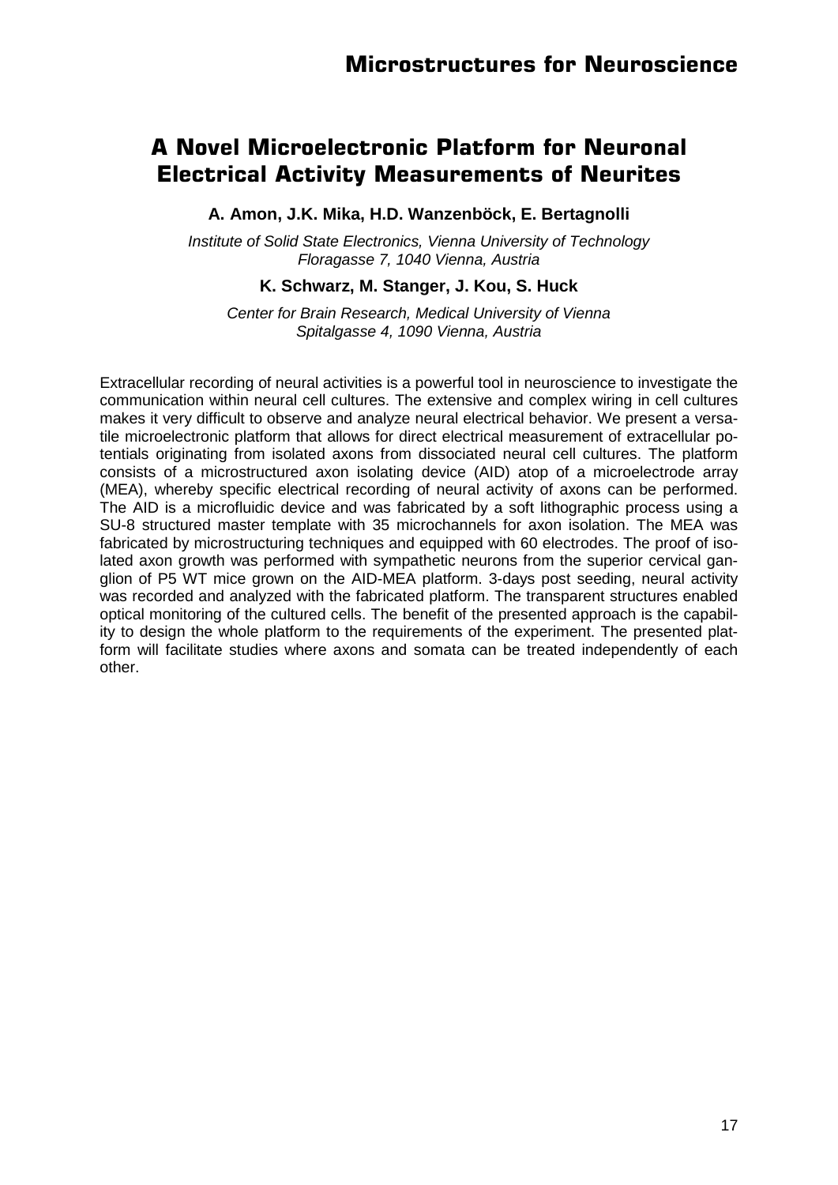# A Novel Microelectronic Platform for Neuronal Electrical Activity Measurements of Neurites

**A. Amon, J.K. Mika, H.D. Wanzenböck, E. Bertagnolli**

*Institute of Solid State Electronics, Vienna University of Technology*
*Floragasse 7, 1040 Vienna, Austria*

**K. Schwarz, M. Stanger, J. Kou, S. Huck**

*Center for Brain Research, Medical University of Vienna*
*Spitalgasse 4, 1090 Vienna, Austria*

Extracellular recording of neural activities is a powerful tool in neuroscience to investigate the communication within neural cell cultures. The extensive and complex wiring in cell cultures makes it very difficult to observe and analyze neural electrical behavior. We present a versatile microelectronic platform that allows for direct electrical measurement of extracellular potentials originating from isolated axons from dissociated neural cell cultures. The platform consists of a microstructured axon isolating device (AID) atop of a microelectrode array (MEA), whereby specific electrical recording of neural activity of axons can be performed. The AID is a microfluidic device and was fabricated by a soft lithographic process using a SU-8 structured master template with 35 microchannels for axon isolation. The MEA was fabricated by microstructuring techniques and equipped with 60 electrodes. The proof of isolated axon growth was performed with sympathetic neurons from the superior cervical ganglion of P5 WT mice grown on the AID-MEA platform. 3-days post seeding, neural activity was recorded and analyzed with the fabricated platform. The transparent structures enabled optical monitoring of the cultured cells. The benefit of the presented approach is the capability to design the whole platform to the requirements of the experiment. The presented platform will facilitate studies where axons and somata can be treated independently of each other.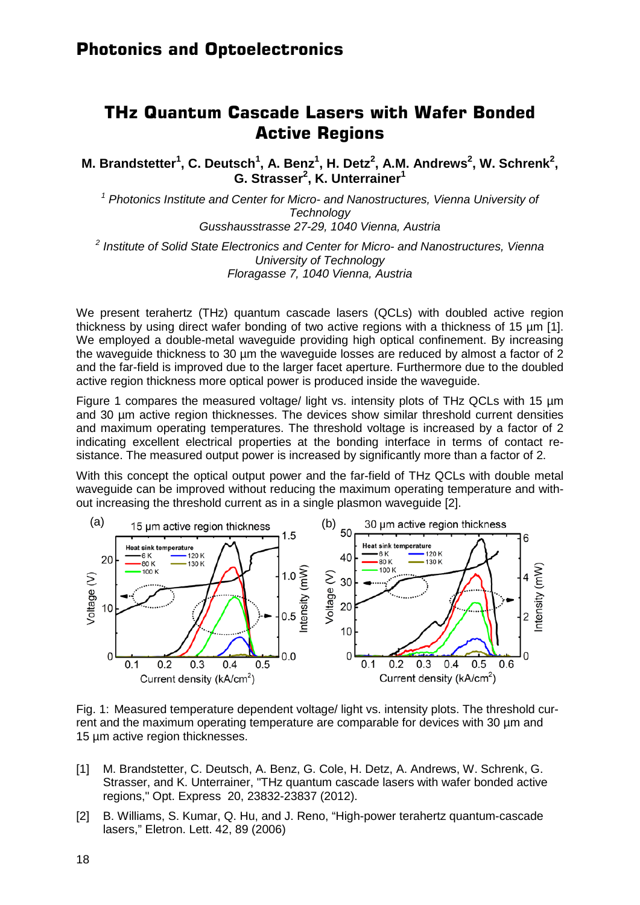# THz Quantum Cascade Lasers with Wafer Bonded Active Regions

**M. Brandstetter[1], C. Deutsch[1], A. Benz[1], H. Detz[2], A.M. Andrews[2], W. Schrenk[2], G. Strasser[2], K. Unterrainer[1]**

[1] *Photonics Institute and Center for Micro- and Nanostructures, Vienna University of Technology*
*Gusshausstrasse 27-29, 1040 Vienna, Austria*

[2] *Institute of Solid State Electronics and Center for Micro- and Nanostructures, Vienna University of Technology*
*Floragasse 7, 1040 Vienna, Austria*

We present terahertz (THz) quantum cascade lasers (QCLs) with doubled active region thickness by using direct wafer bonding of two active regions with a thickness of 15 µm [1]. We employed a double-metal waveguide providing high optical confinement. By increasing the waveguide thickness to 30 µm the waveguide losses are reduced by almost a factor of 2 and the far-field is improved due to the larger facet aperture. Furthermore due to the doubled active region thickness more optical power is produced inside the waveguide.

Figure 1 compares the measured voltage/ light vs. intensity plots of THz QCLs with 15 µm and 30 µm active region thicknesses. The devices show similar threshold current densities and maximum operating temperatures. The threshold voltage is increased by a factor of 2 indicating excellent electrical properties at the bonding interface in terms of contact resistance. The measured output power is increased by significantly more than a factor of 2.

With this concept the optical output power and the far-field of THz QCLs with double metal waveguide can be improved without reducing the maximum operating temperature and without increasing the threshold current as in a single plasmon waveguide [2].

Fig. 1: Measured temperature dependent voltage/ light vs. intensity plots. The threshold current and the maximum operating temperature are comparable for devices with 30 µm and 15 µm active region thicknesses.

[1] M. Brandstetter, C. Deutsch, A. Benz, G. Cole, H. Detz, A. Andrews, W. Schrenk, G. Strasser, and K. Unterrainer, "THz quantum cascade lasers with wafer bonded active regions," Opt. Express 20, 23832-23837 (2012).

[2] B. Williams, S. Kumar, Q. Hu, and J. Reno, "High-power terahertz quantum-cascade lasers," Eletron. Lett. 42, 89 (2006)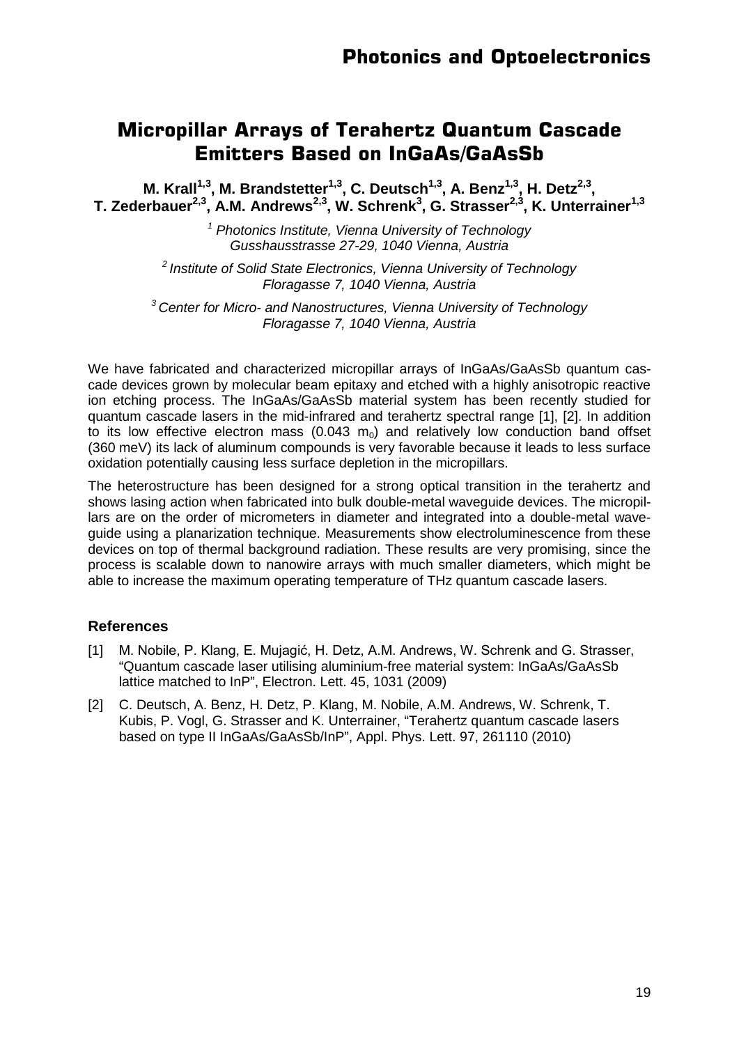# Micropillar Arrays of Terahertz Quantum Cascade Emitters Based on InGaAs/GaAsSb

**M. Krall[1,3], M. Brandstetter[1,3], C. Deutsch[1,3], A. Benz[1,3], H. Detz[2,3], T. Zederbauer[2,3], A.M. Andrews[2,3], W. Schrenk[3], G. Strasser[2,3], K. Unterrainer[1,3]**

[1] *Photonics Institute, Vienna University of Technology Gusshausstrasse 27-29, 1040 Vienna, Austria*

[2] *Institute of Solid State Electronics, Vienna University of Technology Floragasse 7, 1040 Vienna, Austria*

[3] *Center for Micro- and Nanostructures, Vienna University of Technology Floragasse 7, 1040 Vienna, Austria*

We have fabricated and characterized micropillar arrays of InGaAs/GaAsSb quantum cascade devices grown by molecular beam epitaxy and etched with a highly anisotropic reactive ion etching process. The InGaAs/GaAsSb material system has been recently studied for quantum cascade lasers in the mid-infrared and terahertz spectral range [1], [2]. In addition to its low effective electron mass (0.043 $m_0$) and relatively low conduction band offset (360 meV) its lack of aluminum compounds is very favorable because it leads to less surface oxidation potentially causing less surface depletion in the micropillars.

The heterostructure has been designed for a strong optical transition in the terahertz and shows lasing action when fabricated into bulk double-metal waveguide devices. The micropillars are on the order of micrometers in diameter and integrated into a double-metal waveguide using a planarization technique. Measurements show electroluminescence from these devices on top of thermal background radiation. These results are very promising, since the process is scalable down to nanowire arrays with much smaller diameters, which might be able to increase the maximum operating temperature of THz quantum cascade lasers.

### References

[1] M. Nobile, P. Klang, E. Mujagić, H. Detz, A.M. Andrews, W. Schrenk and G. Strasser, "Quantum cascade laser utilising aluminium-free material system: InGaAs/GaAsSb lattice matched to InP", Electron. Lett. 45, 1031 (2009)

[2] C. Deutsch, A. Benz, H. Detz, P. Klang, M. Nobile, A.M. Andrews, W. Schrenk, T. Kubis, P. Vogl, G. Strasser and K. Unterrainer, "Terahertz quantum cascade lasers based on type II InGaAs/GaAsSb/InP", Appl. Phys. Lett. 97, 261110 (2010)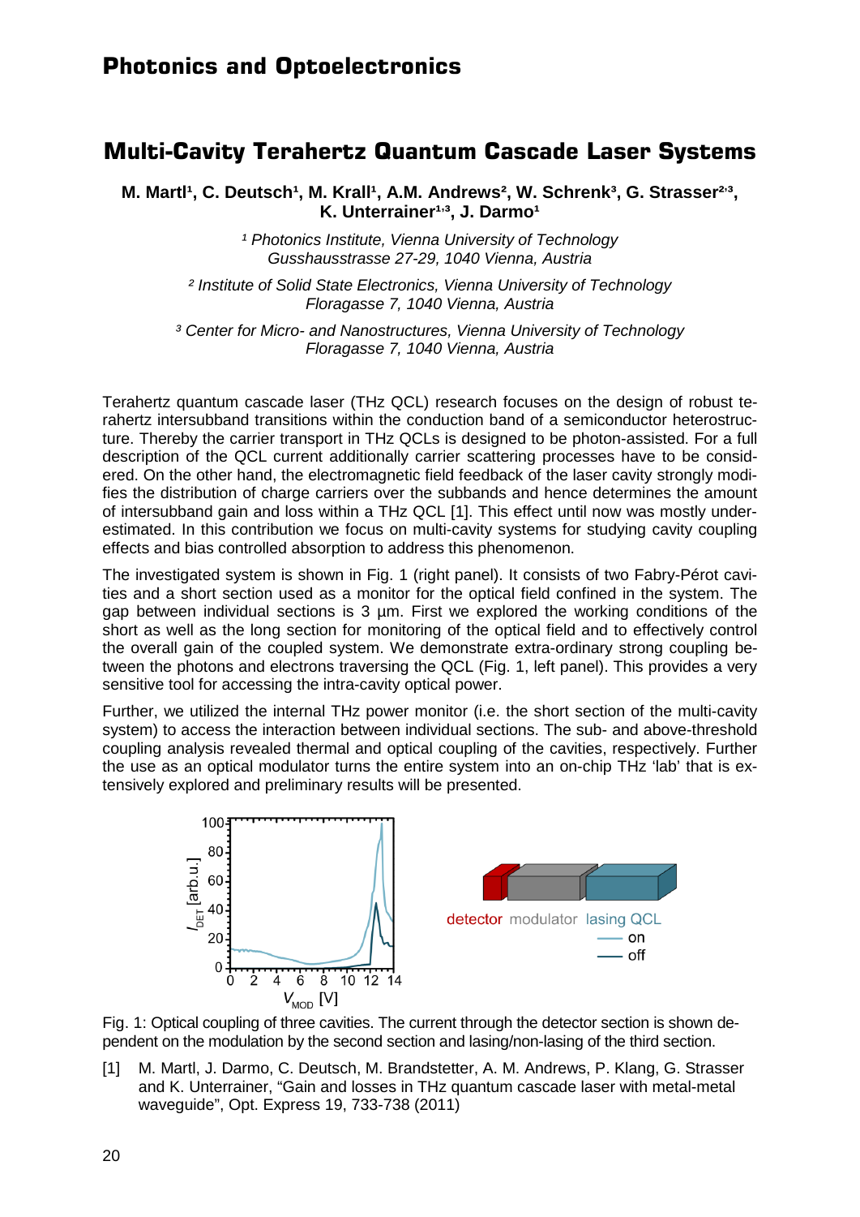# Multi-Cavity Terahertz Quantum Cascade Laser Systems

**M. Martl[1], C. Deutsch[1], M. Krall[1], A.M. Andrews[2], W. Schrenk[3], G. Strasser[2,3], K. Unterrainer[1,3], J. Darmo[1]**

*[1] Photonics Institute, Vienna University of Technology*
*Gusshausstrasse 27-29, 1040 Vienna, Austria*

*[2] Institute of Solid State Electronics, Vienna University of Technology*
*Floragasse 7, 1040 Vienna, Austria*

*[3] Center for Micro- and Nanostructures, Vienna University of Technology*
*Floragasse 7, 1040 Vienna, Austria*

Terahertz quantum cascade laser (THz QCL) research focuses on the design of robust terahertz intersubband transitions within the conduction band of a semiconductor heterostructure. Thereby the carrier transport in THz QCLs is designed to be photon-assisted. For a full description of the QCL current additionally carrier scattering processes have to be considered. On the other hand, the electromagnetic field feedback of the laser cavity strongly modifies the distribution of charge carriers over the subbands and hence determines the amount of intersubband gain and loss within a THz QCL [1]. This effect until now was mostly underestimated. In this contribution we focus on multi-cavity systems for studying cavity coupling effects and bias controlled absorption to address this phenomenon.

The investigated system is shown in Fig. 1 (right panel). It consists of two Fabry-Pérot cavities and a short section used as a monitor for the optical field confined in the system. The gap between individual sections is 3 µm. First we explored the working conditions of the short as well as the long section for monitoring of the optical field and to effectively control the overall gain of the coupled system. We demonstrate extra-ordinary strong coupling between the photons and electrons traversing the QCL (Fig. 1, left panel). This provides a very sensitive tool for accessing the intra-cavity optical power.

Further, we utilized the internal THz power monitor (i.e. the short section of the multi-cavity system) to access the interaction between individual sections. The sub- and above-threshold coupling analysis revealed thermal and optical coupling of the cavities, respectively. Further the use as an optical modulator turns the entire system into an on-chip THz 'lab' that is extensively explored and preliminary results will be presented.

Fig. 1: Optical coupling of three cavities. The current through the detector section is shown dependent on the modulation by the second section and lasing/non-lasing of the third section.

[1] M. Martl, J. Darmo, C. Deutsch, M. Brandstetter, A. M. Andrews, P. Klang, G. Strasser and K. Unterrainer, "Gain and losses in THz quantum cascade laser with metal-metal waveguide", Opt. Express 19, 733-738 (2011)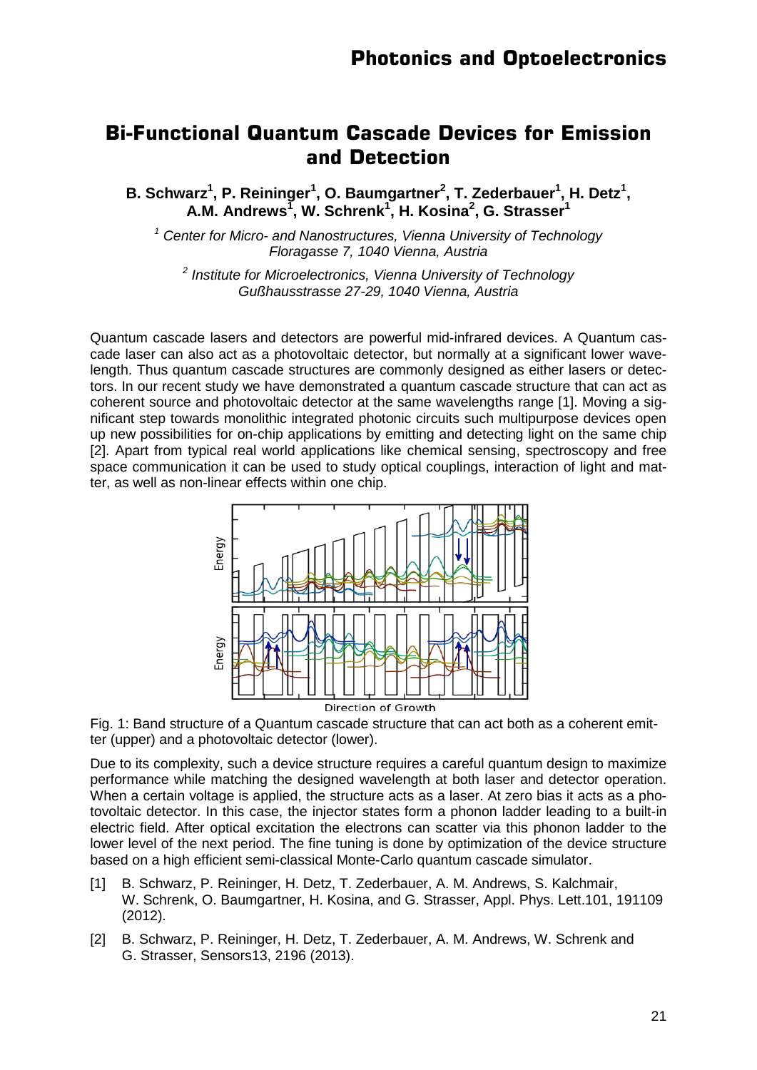# Bi-Functional Quantum Cascade Devices for Emission and Detection

**B. Schwarz[1], P. Reininger[1], O. Baumgartner[2], T. Zederbauer[1], H. Detz[1], A.M. Andrews[1], W. Schrenk[1], H. Kosina[2], G. Strasser[1]**

*[1] Center for Micro- and Nanostructures, Vienna University of Technology Floragasse 7, 1040 Vienna, Austria*

*[2] Institute for Microelectronics, Vienna University of Technology Gußhausstrasse 27-29, 1040 Vienna, Austria*

Quantum cascade lasers and detectors are powerful mid-infrared devices. A Quantum cascade laser can also act as a photovoltaic detector, but normally at a significant lower wavelength. Thus quantum cascade structures are commonly designed as either lasers or detectors. In our recent study we have demonstrated a quantum cascade structure that can act as coherent source and photovoltaic detector at the same wavelengths range [1]. Moving a significant step towards monolithic integrated photonic circuits such multipurpose devices open up new possibilities for on-chip applications by emitting and detecting light on the same chip [2]. Apart from typical real world applications like chemical sensing, spectroscopy and free space communication it can be used to study optical couplings, interaction of light and matter, as well as non-linear effects within one chip.

Fig. 1: Band structure of a Quantum cascade structure that can act both as a coherent emitter (upper) and a photovoltaic detector (lower).

Due to its complexity, such a device structure requires a careful quantum design to maximize performance while matching the designed wavelength at both laser and detector operation. When a certain voltage is applied, the structure acts as a laser. At zero bias it acts as a photovoltaic detector. In this case, the injector states form a phonon ladder leading to a built-in electric field. After optical excitation the electrons can scatter via this phonon ladder to the lower level of the next period. The fine tuning is done by optimization of the device structure based on a high efficient semi-classical Monte-Carlo quantum cascade simulator.

[1] B. Schwarz, P. Reininger, H. Detz, T. Zederbauer, A. M. Andrews, S. Kalchmair, W. Schrenk, O. Baumgartner, H. Kosina, and G. Strasser, Appl. Phys. Lett.101, 191109 (2012).

[2] B. Schwarz, P. Reininger, H. Detz, T. Zederbauer, A. M. Andrews, W. Schrenk and G. Strasser, Sensors13, 2196 (2013).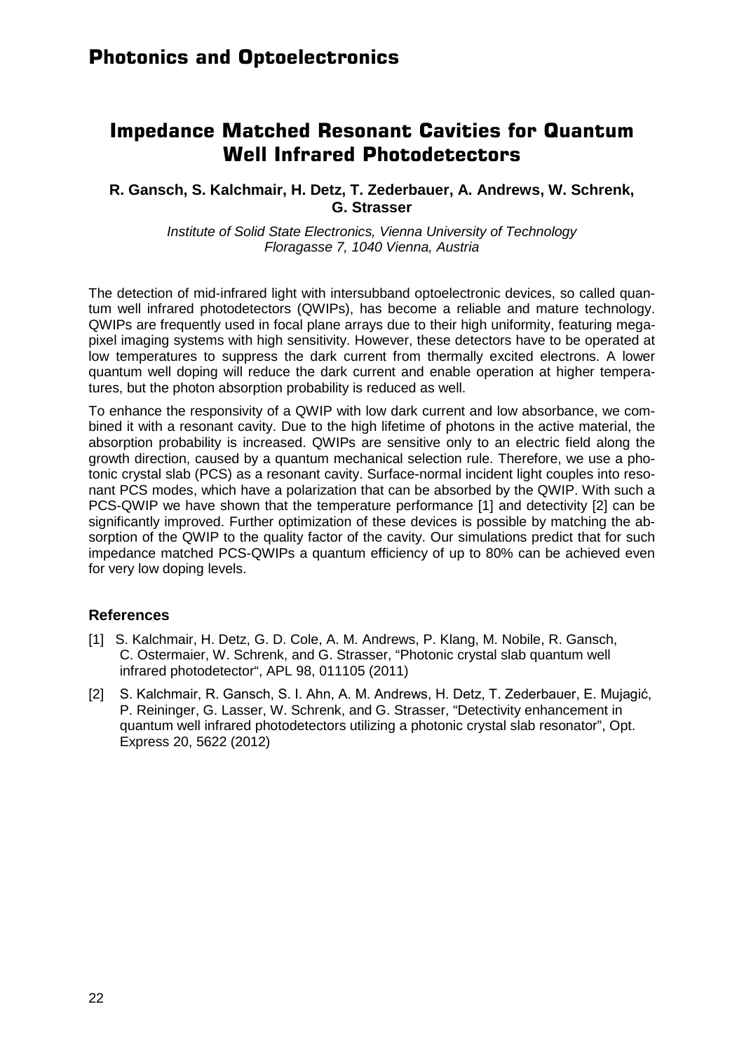# Photonics and Optoelectronics

## Impedance Matched Resonant Cavities for Quantum Well Infrared Photodetectors

**R. Gansch, S. Kalchmair, H. Detz, T. Zederbauer, A. Andrews, W. Schrenk, G. Strasser**

*Institute of Solid State Electronics, Vienna University of Technology*
*Floragasse 7, 1040 Vienna, Austria*

The detection of mid-infrared light with intersubband optoelectronic devices, so called quantum well infrared photodetectors (QWIPs), has become a reliable and mature technology. QWIPs are frequently used in focal plane arrays due to their high uniformity, featuring megapixel imaging systems with high sensitivity. However, these detectors have to be operated at low temperatures to suppress the dark current from thermally excited electrons. A lower quantum well doping will reduce the dark current and enable operation at higher temperatures, but the photon absorption probability is reduced as well.

To enhance the responsivity of a QWIP with low dark current and low absorbance, we combined it with a resonant cavity. Due to the high lifetime of photons in the active material, the absorption probability is increased. QWIPs are sensitive only to an electric field along the growth direction, caused by a quantum mechanical selection rule. Therefore, we use a photonic crystal slab (PCS) as a resonant cavity. Surface-normal incident light couples into resonant PCS modes, which have a polarization that can be absorbed by the QWIP. With such a PCS-QWIP we have shown that the temperature performance [1] and detectivity [2] can be significantly improved. Further optimization of these devices is possible by matching the absorption of the QWIP to the quality factor of the cavity. Our simulations predict that for such impedance matched PCS-QWIPs a quantum efficiency of up to 80% can be achieved even for very low doping levels.

### References

[1] S. Kalchmair, H. Detz, G. D. Cole, A. M. Andrews, P. Klang, M. Nobile, R. Gansch, C. Ostermaier, W. Schrenk, and G. Strasser, "Photonic crystal slab quantum well infrared photodetector", APL 98, 011105 (2011)

[2] S. Kalchmair, R. Gansch, S. I. Ahn, A. M. Andrews, H. Detz, T. Zederbauer, E. Mujagić, P. Reininger, G. Lasser, W. Schrenk, and G. Strasser, "Detectivity enhancement in quantum well infrared photodetectors utilizing a photonic crystal slab resonator", Opt. Express 20, 5622 (2012)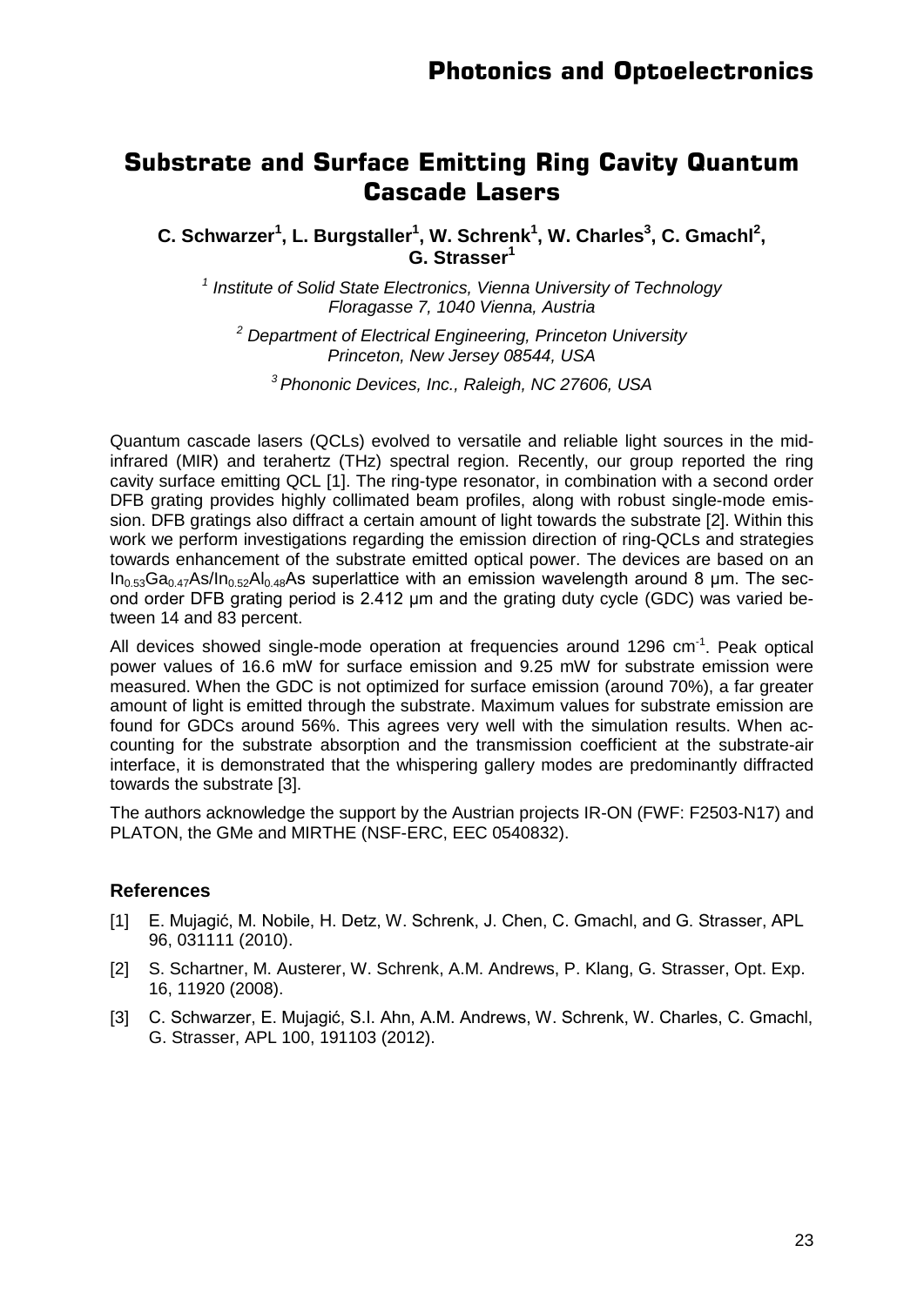# Substrate and Surface Emitting Ring Cavity Quantum Cascade Lasers

**C. Schwarzer[1], L. Burgstaller[1], W. Schrenk[1], W. Charles[3], C. Gmachl[2], G. Strasser[1]**

[1] *Institute of Solid State Electronics, Vienna University of Technology Floragasse 7, 1040 Vienna, Austria*

[2] *Department of Electrical Engineering, Princeton University Princeton, New Jersey 08544, USA*

[3] *Phononic Devices, Inc., Raleigh, NC 27606, USA*

Quantum cascade lasers (QCLs) evolved to versatile and reliable light sources in the mid-infrared (MIR) and terahertz (THz) spectral region. Recently, our group reported the ring cavity surface emitting QCL [1]. The ring-type resonator, in combination with a second order DFB grating provides highly collimated beam profiles, along with robust single-mode emission. DFB gratings also diffract a certain amount of light towards the substrate [2]. Within this work we perform investigations regarding the emission direction of ring-QCLs and strategies towards enhancement of the substrate emitted optical power. The devices are based on an $In_{0.53}Ga_{0.47}As/In_{0.52}Al_{0.48}As$ superlattice with an emission wavelength around 8 µm. The second order DFB grating period is 2.412 µm and the grating duty cycle (GDC) was varied between 14 and 83 percent.

All devices showed single-mode operation at frequencies around 1296 $cm^{-1}$. Peak optical power values of 16.6 mW for surface emission and 9.25 mW for substrate emission were measured. When the GDC is not optimized for surface emission (around 70%), a far greater amount of light is emitted through the substrate. Maximum values for substrate emission are found for GDCs around 56%. This agrees very well with the simulation results. When accounting for the substrate absorption and the transmission coefficient at the substrate-air interface, it is demonstrated that the whispering gallery modes are predominantly diffracted towards the substrate [3].

The authors acknowledge the support by the Austrian projects IR-ON (FWF: F2503-N17) and PLATON, the GMe and MIRTHE (NSF-ERC, EEC 0540832).

### References

[1] E. Mujagić, M. Nobile, H. Detz, W. Schrenk, J. Chen, C. Gmachl, and G. Strasser, APL 96, 031111 (2010).

[2] S. Schartner, M. Austerer, W. Schrenk, A.M. Andrews, P. Klang, G. Strasser, Opt. Exp. 16, 11920 (2008).

[3] C. Schwarzer, E. Mujagić, S.I. Ahn, A.M. Andrews, W. Schrenk, W. Charles, C. Gmachl, G. Strasser, APL 100, 191103 (2012).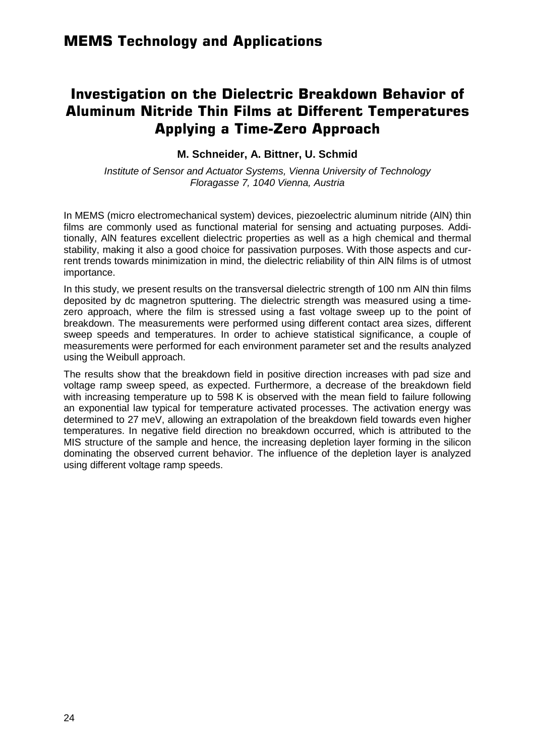## MEMS Technology and Applications

# Investigation on the Dielectric Breakdown Behavior of Aluminum Nitride Thin Films at Different Temperatures Applying a Time-Zero Approach

**M. Schneider, A. Bittner, U. Schmid**

*Institute of Sensor and Actuator Systems, Vienna University of Technology*
*Floragasse 7, 1040 Vienna, Austria*

In MEMS (micro electromechanical system) devices, piezoelectric aluminum nitride (AlN) thin films are commonly used as functional material for sensing and actuating purposes. Additionally, AlN features excellent dielectric properties as well as a high chemical and thermal stability, making it also a good choice for passivation purposes. With those aspects and current trends towards minimization in mind, the dielectric reliability of thin AlN films is of utmost importance.

In this study, we present results on the transversal dielectric strength of 100 nm AlN thin films deposited by dc magnetron sputtering. The dielectric strength was measured using a time-zero approach, where the film is stressed using a fast voltage sweep up to the point of breakdown. The measurements were performed using different contact area sizes, different sweep speeds and temperatures. In order to achieve statistical significance, a couple of measurements were performed for each environment parameter set and the results analyzed using the Weibull approach.

The results show that the breakdown field in positive direction increases with pad size and voltage ramp sweep speed, as expected. Furthermore, a decrease of the breakdown field with increasing temperature up to 598 K is observed with the mean field to failure following an exponential law typical for temperature activated processes. The activation energy was determined to 27 meV, allowing an extrapolation of the breakdown field towards even higher temperatures. In negative field direction no breakdown occurred, which is attributed to the MIS structure of the sample and hence, the increasing depletion layer forming in the silicon dominating the observed current behavior. The influence of the depletion layer is analyzed using different voltage ramp speeds.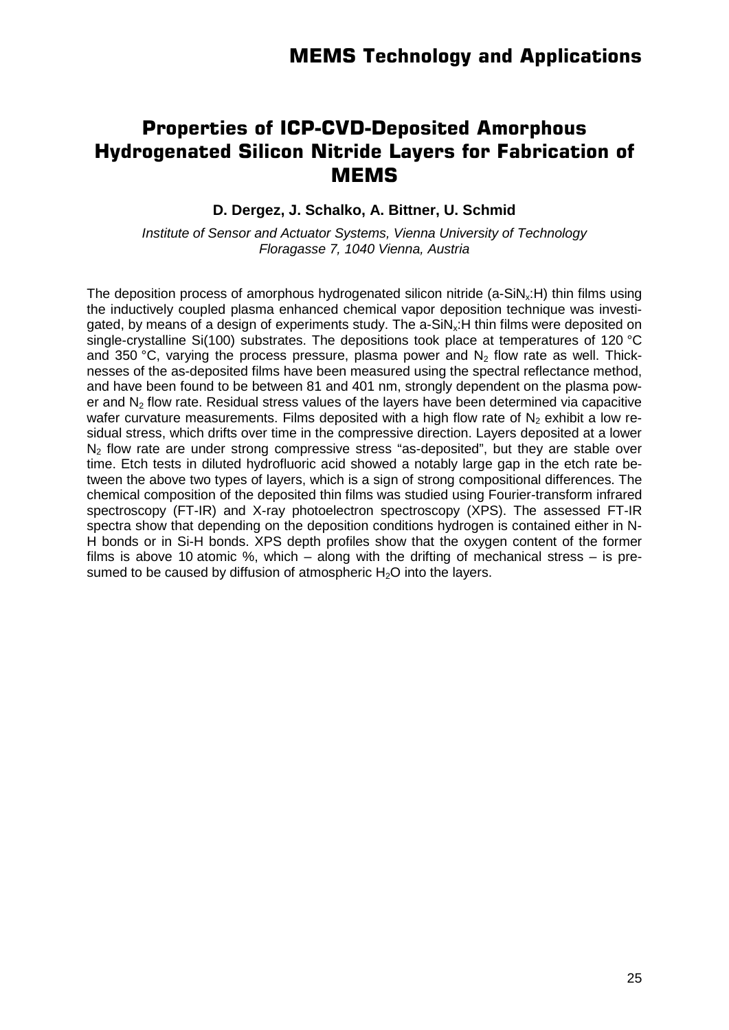# Properties of ICP-CVD-Deposited Amorphous Hydrogenated Silicon Nitride Layers for Fabrication of MEMS

**D. Dergez, J. Schalko, A. Bittner, U. Schmid**

*Institute of Sensor and Actuator Systems, Vienna University of Technology*
*Floragasse 7, 1040 Vienna, Austria*

The deposition process of amorphous hydrogenated silicon nitride (a-$SiN_x$:H) thin films using the inductively coupled plasma enhanced chemical vapor deposition technique was investigated, by means of a design of experiments study. The a-$SiN_x$:H thin films were deposited on single-crystalline Si(100) substrates. The depositions took place at temperatures of 120 °C and 350 °C, varying the process pressure, plasma power and $N_2$ flow rate as well. Thicknesses of the as-deposited films have been measured using the spectral reflectance method, and have been found to be between 81 and 401 nm, strongly dependent on the plasma power and $N_2$ flow rate. Residual stress values of the layers have been determined via capacitive wafer curvature measurements. Films deposited with a high flow rate of $N_2$ exhibit a low residual stress, which drifts over time in the compressive direction. Layers deposited at a lower $N_2$ flow rate are under strong compressive stress "as-deposited", but they are stable over time. Etch tests in diluted hydrofluoric acid showed a notably large gap in the etch rate between the above two types of layers, which is a sign of strong compositional differences. The chemical composition of the deposited thin films was studied using Fourier-transform infrared spectroscopy (FT-IR) and X-ray photoelectron spectroscopy (XPS). The assessed FT-IR spectra show that depending on the deposition conditions hydrogen is contained either in N-H bonds or in Si-H bonds. XPS depth profiles show that the oxygen content of the former films is above 10 atomic %, which – along with the drifting of mechanical stress – is presumed to be caused by diffusion of atmospheric $H_2O$ into the layers.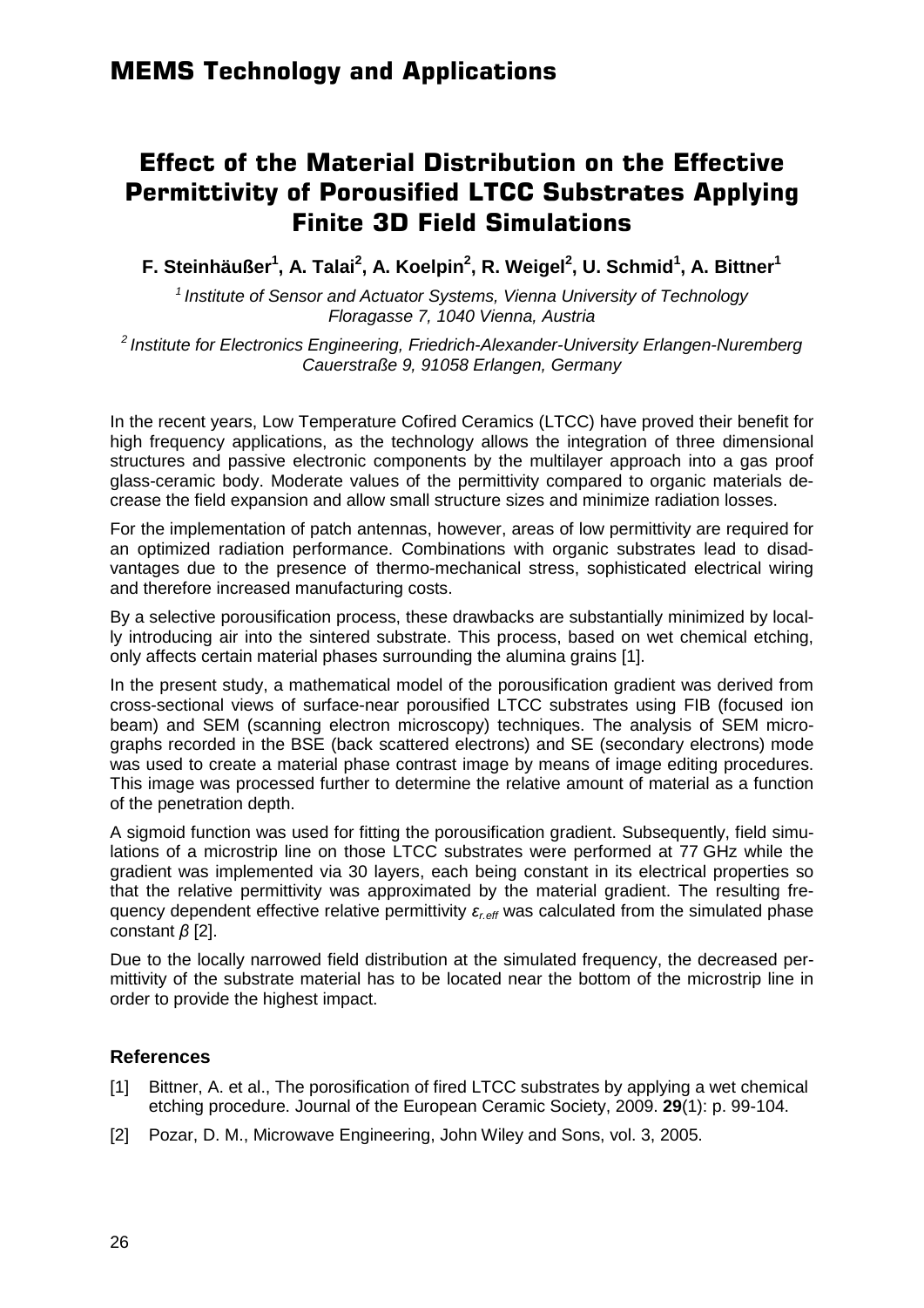# MEMS Technology and Applications

## Effect of the Material Distribution on the Effective Permittivity of Porousified LTCC Substrates Applying Finite 3D Field Simulations

**F. Steinhäußer[1], A. Talai[2], A. Koelpin[2], R. Weigel[2], U. Schmid[1], A. Bittner[1]**

*[1] Institute of Sensor and Actuator Systems, Vienna University of Technology Floragasse 7, 1040 Vienna, Austria*

*[2] Institute for Electronics Engineering, Friedrich-Alexander-University Erlangen-Nuremberg Cauerstraße 9, 91058 Erlangen, Germany*

In the recent years, Low Temperature Cofired Ceramics (LTCC) have proved their benefit for high frequency applications, as the technology allows the integration of three dimensional structures and passive electronic components by the multilayer approach into a gas proof glass-ceramic body. Moderate values of the permittivity compared to organic materials decrease the field expansion and allow small structure sizes and minimize radiation losses.

For the implementation of patch antennas, however, areas of low permittivity are required for an optimized radiation performance. Combinations with organic substrates lead to disadvantages due to the presence of thermo-mechanical stress, sophisticated electrical wiring and therefore increased manufacturing costs.

By a selective porousification process, these drawbacks are substantially minimized by locally introducing air into the sintered substrate. This process, based on wet chemical etching, only affects certain material phases surrounding the alumina grains [1].

In the present study, a mathematical model of the porousification gradient was derived from cross-sectional views of surface-near porousified LTCC substrates using FIB (focused ion beam) and SEM (scanning electron microscopy) techniques. The analysis of SEM micrographs recorded in the BSE (back scattered electrons) and SE (secondary electrons) mode was used to create a material phase contrast image by means of image editing procedures. This image was processed further to determine the relative amount of material as a function of the penetration depth.

A sigmoid function was used for fitting the porousification gradient. Subsequently, field simulations of a microstrip line on those LTCC substrates were performed at 77 GHz while the gradient was implemented via 30 layers, each being constant in its electrical properties so that the relative permittivity was approximated by the material gradient. The resulting frequency dependent effective relative permittivity $\varepsilon_{r,eff}$ was calculated from the simulated phase constant $\beta$ [2].

Due to the locally narrowed field distribution at the simulated frequency, the decreased permittivity of the substrate material has to be located near the bottom of the microstrip line in order to provide the highest impact.

### References

[1] Bittner, A. et al., The porosification of fired LTCC substrates by applying a wet chemical etching procedure. Journal of the European Ceramic Society, 2009. **29**(1): p. 99-104.

[2] Pozar, D. M., Microwave Engineering, John Wiley and Sons, vol. 3, 2005.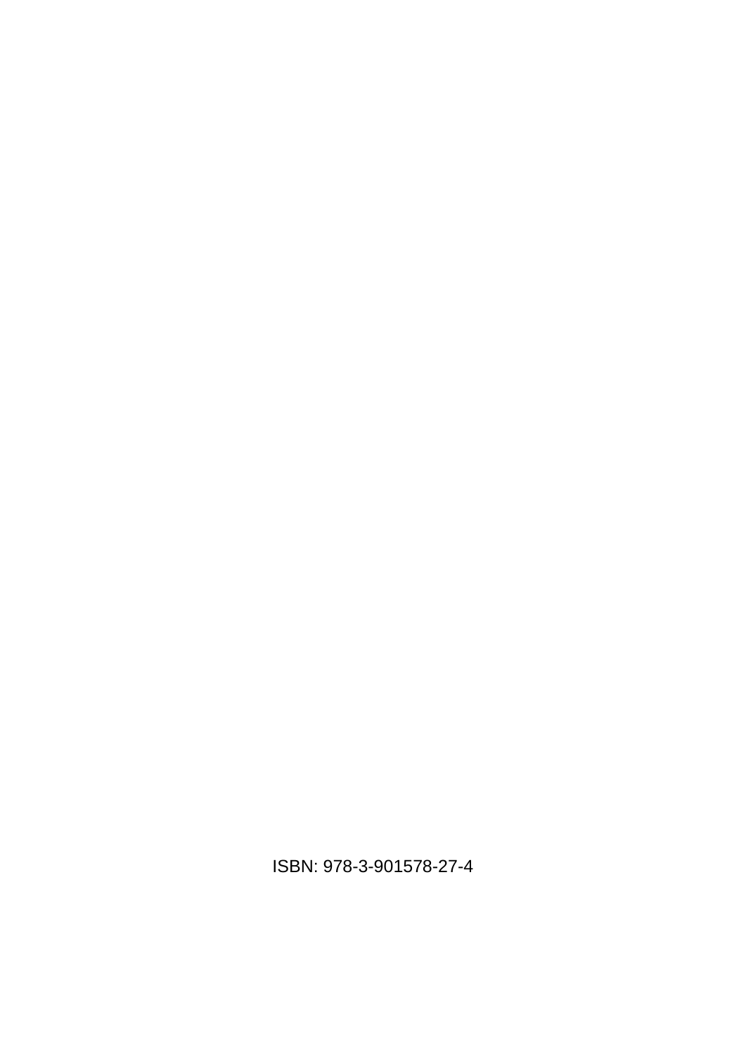ISBN: 978-3-901578-27-4